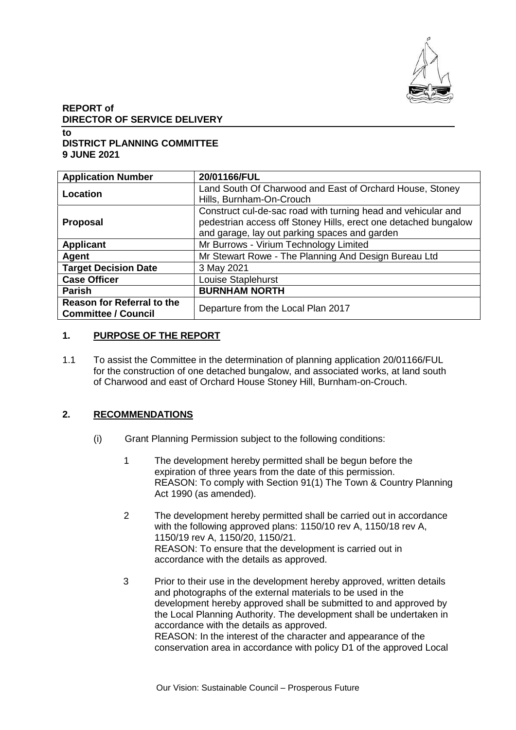**REPORT of**
**DIRECTOR OF SERVICE DELIVERY**

**to**
**DISTRICT PLANNING COMMITTEE**
**9 JUNE 2021**

| **Application Number** | **20/01166/FUL** |
|---|---|
| **Location** | Land South Of Charwood and East of Orchard House, Stoney Hills, Burnham-On-Crouch |
| **Proposal** | Construct cul-de-sac road with turning head and vehicular and pedestrian access off Stoney Hills, erect one detached bungalow and garage, lay out parking spaces and garden |
| **Applicant** | Mr Burrows - Virium Technology Limited |
| **Agent** | Mr Stewart Rowe - The Planning And Design Bureau Ltd |
| **Target Decision Date** | 3 May 2021 |
| **Case Officer** | Louise Staplehurst |
| **Parish** | **BURNHAM NORTH** |
| **Reason for Referral to the Committee / Council** | Departure from the Local Plan 2017 |

## 1. PURPOSE OF THE REPORT

1.1 To assist the Committee in the determination of planning application 20/01166/FUL for the construction of one detached bungalow, and associated works, at land south of Charwood and east of Orchard House Stoney Hill, Burnham-on-Crouch.

## 2. RECOMMENDATIONS

(i) Grant Planning Permission subject to the following conditions:

1 The development hereby permitted shall be begun before the expiration of three years from the date of this permission.
REASON: To comply with Section 91(1) The Town & Country Planning Act 1990 (as amended).

2 The development hereby permitted shall be carried out in accordance with the following approved plans: 1150/10 rev A, 1150/18 rev A, 1150/19 rev A, 1150/20, 1150/21.
REASON: To ensure that the development is carried out in accordance with the details as approved.

3 Prior to their use in the development hereby approved, written details and photographs of the external materials to be used in the development hereby approved shall be submitted to and approved by the Local Planning Authority. The development shall be undertaken in accordance with the details as approved.
REASON: In the interest of the character and appearance of the conservation area in accordance with policy D1 of the approved Local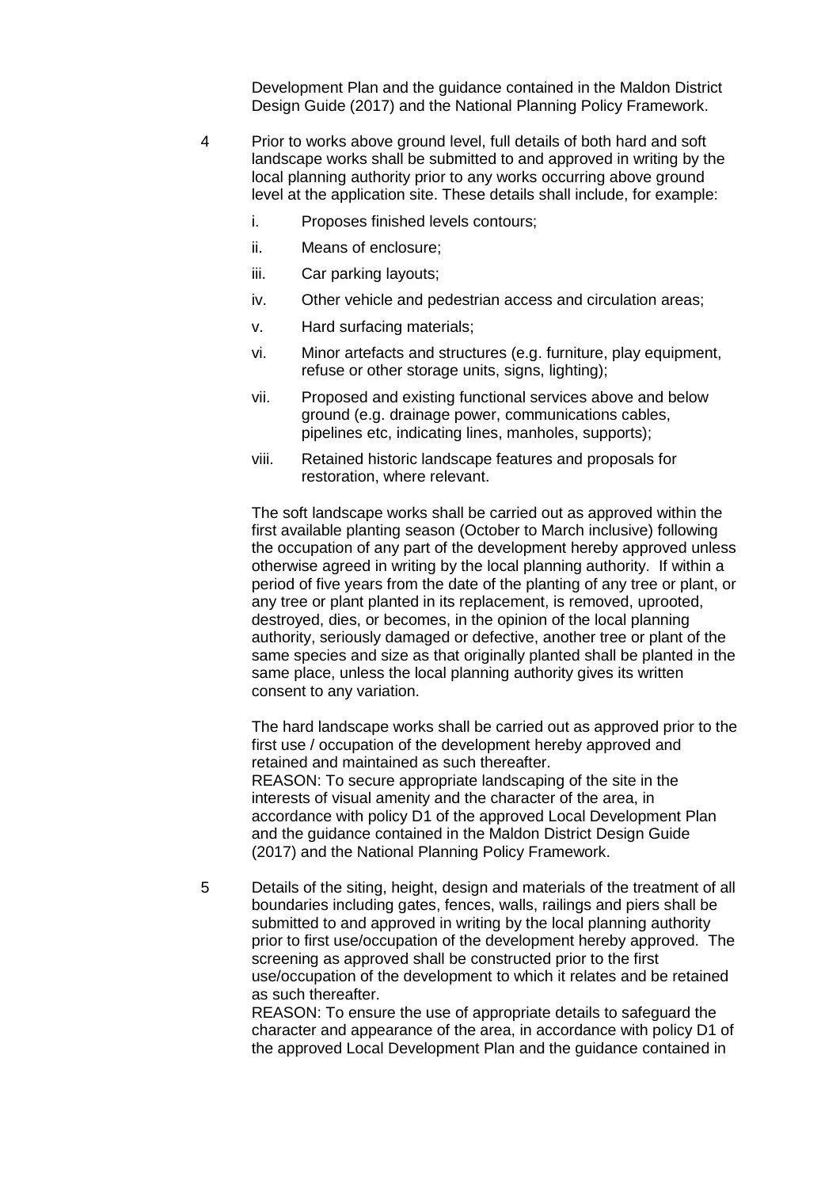Development Plan and the guidance contained in the Maldon District Design Guide (2017) and the National Planning Policy Framework.

4 Prior to works above ground level, full details of both hard and soft landscape works shall be submitted to and approved in writing by the local planning authority prior to any works occurring above ground level at the application site. These details shall include, for example:

   i. Proposes finished levels contours;
   ii. Means of enclosure;
   iii. Car parking layouts;
   iv. Other vehicle and pedestrian access and circulation areas;
   v. Hard surfacing materials;
   vi. Minor artefacts and structures (e.g. furniture, play equipment, refuse or other storage units, signs, lighting);
   vii. Proposed and existing functional services above and below ground (e.g. drainage power, communications cables, pipelines etc, indicating lines, manholes, supports);
   viii. Retained historic landscape features and proposals for restoration, where relevant.

   The soft landscape works shall be carried out as approved within the first available planting season (October to March inclusive) following the occupation of any part of the development hereby approved unless otherwise agreed in writing by the local planning authority. If within a period of five years from the date of the planting of any tree or plant, or any tree or plant planted in its replacement, is removed, uprooted, destroyed, dies, or becomes, in the opinion of the local planning authority, seriously damaged or defective, another tree or plant of the same species and size as that originally planted shall be planted in the same place, unless the local planning authority gives its written consent to any variation.

   The hard landscape works shall be carried out as approved prior to the first use / occupation of the development hereby approved and retained and maintained as such thereafter.
   REASON: To secure appropriate landscaping of the site in the interests of visual amenity and the character of the area, in accordance with policy D1 of the approved Local Development Plan and the guidance contained in the Maldon District Design Guide (2017) and the National Planning Policy Framework.

5 Details of the siting, height, design and materials of the treatment of all boundaries including gates, fences, walls, railings and piers shall be submitted to and approved in writing by the local planning authority prior to first use/occupation of the development hereby approved. The screening as approved shall be constructed prior to the first use/occupation of the development to which it relates and be retained as such thereafter.
   REASON: To ensure the use of appropriate details to safeguard the character and appearance of the area, in accordance with policy D1 of the approved Local Development Plan and the guidance contained in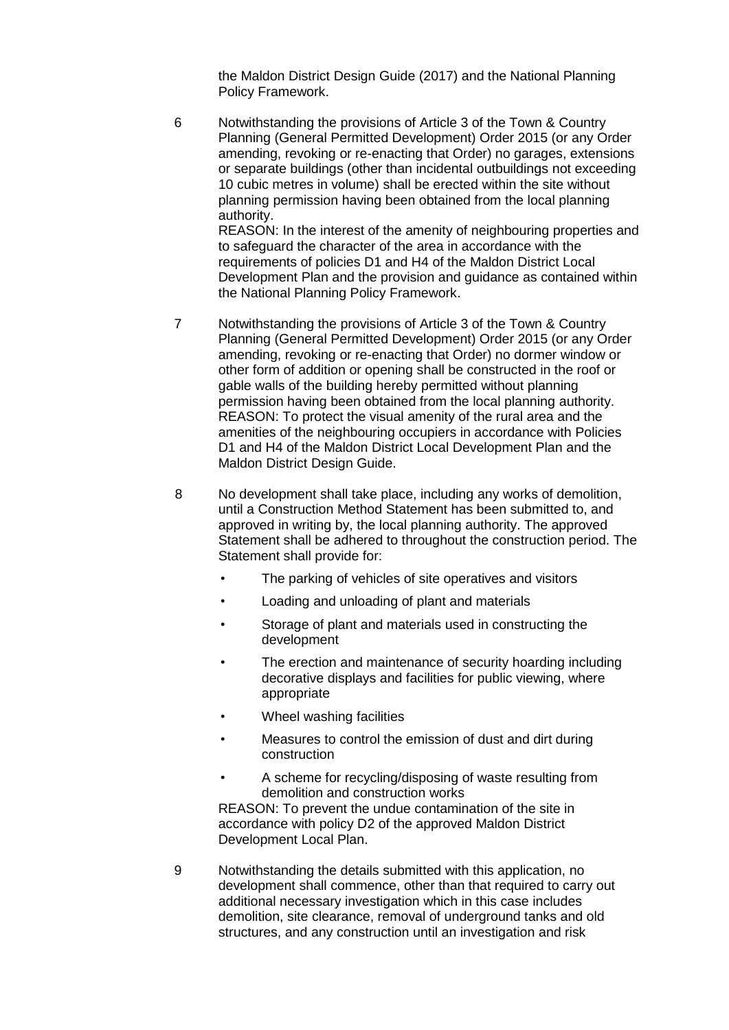the Maldon District Design Guide (2017) and the National Planning Policy Framework.

6 Notwithstanding the provisions of Article 3 of the Town & Country Planning (General Permitted Development) Order 2015 (or any Order amending, revoking or re-enacting that Order) no garages, extensions or separate buildings (other than incidental outbuildings not exceeding 10 cubic metres in volume) shall be erected within the site without planning permission having been obtained from the local planning authority.
REASON: In the interest of the amenity of neighbouring properties and to safeguard the character of the area in accordance with the requirements of policies D1 and H4 of the Maldon District Local Development Plan and the provision and guidance as contained within the National Planning Policy Framework.

7 Notwithstanding the provisions of Article 3 of the Town & Country Planning (General Permitted Development) Order 2015 (or any Order amending, revoking or re-enacting that Order) no dormer window or other form of addition or opening shall be constructed in the roof or gable walls of the building hereby permitted without planning permission having been obtained from the local planning authority.
REASON: To protect the visual amenity of the rural area and the amenities of the neighbouring occupiers in accordance with Policies D1 and H4 of the Maldon District Local Development Plan and the Maldon District Design Guide.

8 No development shall take place, including any works of demolition, until a Construction Method Statement has been submitted to, and approved in writing by, the local planning authority. The approved Statement shall be adhered to throughout the construction period. The Statement shall provide for:

- The parking of vehicles of site operatives and visitors
- Loading and unloading of plant and materials
- Storage of plant and materials used in constructing the development
- The erection and maintenance of security hoarding including decorative displays and facilities for public viewing, where appropriate
- Wheel washing facilities
- Measures to control the emission of dust and dirt during construction
- A scheme for recycling/disposing of waste resulting from demolition and construction works

REASON: To prevent the undue contamination of the site in accordance with policy D2 of the approved Maldon District Development Local Plan.

9 Notwithstanding the details submitted with this application, no development shall commence, other than that required to carry out additional necessary investigation which in this case includes demolition, site clearance, removal of underground tanks and old structures, and any construction until an investigation and risk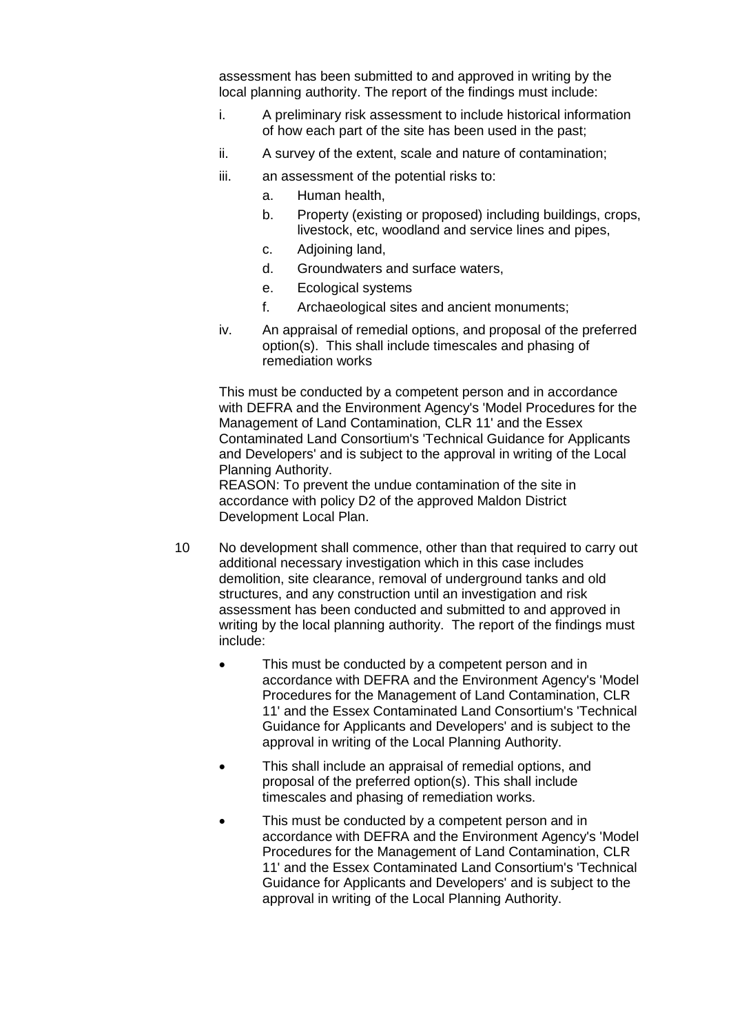assessment has been submitted to and approved in writing by the local planning authority. The report of the findings must include:

i. A preliminary risk assessment to include historical information of how each part of the site has been used in the past;

ii. A survey of the extent, scale and nature of contamination;

iii. an assessment of the potential risks to:

   a. Human health,
   b. Property (existing or proposed) including buildings, crops, livestock, etc, woodland and service lines and pipes,
   c. Adjoining land,
   d. Groundwaters and surface waters,
   e. Ecological systems
   f. Archaeological sites and ancient monuments;

iv. An appraisal of remedial options, and proposal of the preferred option(s). This shall include timescales and phasing of remediation works

This must be conducted by a competent person and in accordance with DEFRA and the Environment Agency's 'Model Procedures for the Management of Land Contamination, CLR 11' and the Essex Contaminated Land Consortium's 'Technical Guidance for Applicants and Developers' and is subject to the approval in writing of the Local Planning Authority.
REASON: To prevent the undue contamination of the site in accordance with policy D2 of the approved Maldon District Development Local Plan.

10 No development shall commence, other than that required to carry out additional necessary investigation which in this case includes demolition, site clearance, removal of underground tanks and old structures, and any construction until an investigation and risk assessment has been conducted and submitted to and approved in writing by the local planning authority. The report of the findings must include:

- This must be conducted by a competent person and in accordance with DEFRA and the Environment Agency's 'Model Procedures for the Management of Land Contamination, CLR 11' and the Essex Contaminated Land Consortium's 'Technical Guidance for Applicants and Developers' and is subject to the approval in writing of the Local Planning Authority.
- This shall include an appraisal of remedial options, and proposal of the preferred option(s). This shall include timescales and phasing of remediation works.
- This must be conducted by a competent person and in accordance with DEFRA and the Environment Agency's 'Model Procedures for the Management of Land Contamination, CLR 11' and the Essex Contaminated Land Consortium's 'Technical Guidance for Applicants and Developers' and is subject to the approval in writing of the Local Planning Authority.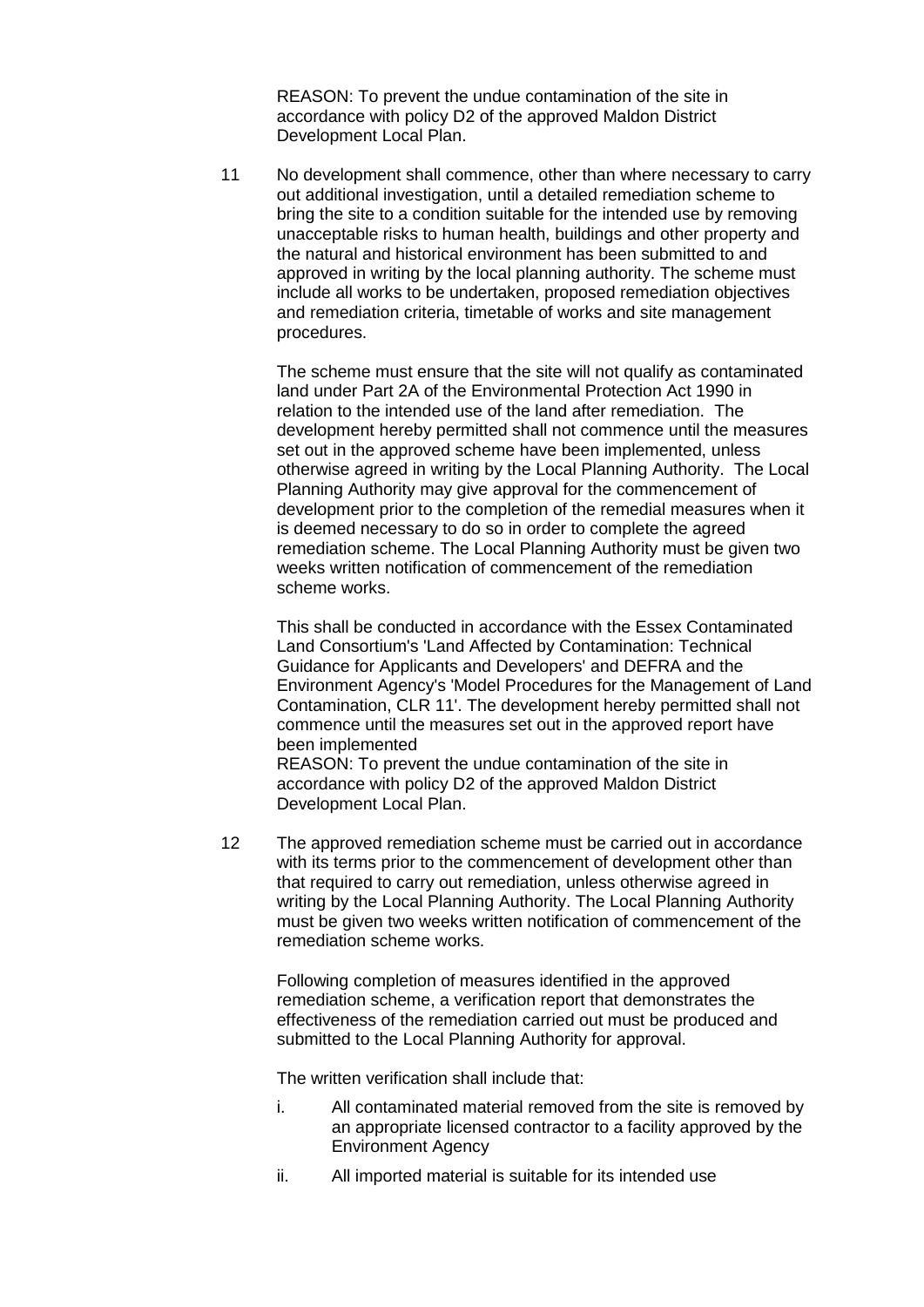REASON: To prevent the undue contamination of the site in accordance with policy D2 of the approved Maldon District Development Local Plan.

11 No development shall commence, other than where necessary to carry out additional investigation, until a detailed remediation scheme to bring the site to a condition suitable for the intended use by removing unacceptable risks to human health, buildings and other property and the natural and historical environment has been submitted to and approved in writing by the local planning authority. The scheme must include all works to be undertaken, proposed remediation objectives and remediation criteria, timetable of works and site management procedures.

The scheme must ensure that the site will not qualify as contaminated land under Part 2A of the Environmental Protection Act 1990 in relation to the intended use of the land after remediation. The development hereby permitted shall not commence until the measures set out in the approved scheme have been implemented, unless otherwise agreed in writing by the Local Planning Authority. The Local Planning Authority may give approval for the commencement of development prior to the completion of the remedial measures when it is deemed necessary to do so in order to complete the agreed remediation scheme. The Local Planning Authority must be given two weeks written notification of commencement of the remediation scheme works.

This shall be conducted in accordance with the Essex Contaminated Land Consortium's 'Land Affected by Contamination: Technical Guidance for Applicants and Developers' and DEFRA and the Environment Agency's 'Model Procedures for the Management of Land Contamination, CLR 11'. The development hereby permitted shall not commence until the measures set out in the approved report have been implemented
REASON: To prevent the undue contamination of the site in accordance with policy D2 of the approved Maldon District Development Local Plan.

12 The approved remediation scheme must be carried out in accordance with its terms prior to the commencement of development other than that required to carry out remediation, unless otherwise agreed in writing by the Local Planning Authority. The Local Planning Authority must be given two weeks written notification of commencement of the remediation scheme works.

Following completion of measures identified in the approved remediation scheme, a verification report that demonstrates the effectiveness of the remediation carried out must be produced and submitted to the Local Planning Authority for approval.

The written verification shall include that:

i. All contaminated material removed from the site is removed by an appropriate licensed contractor to a facility approved by the Environment Agency
ii. All imported material is suitable for its intended use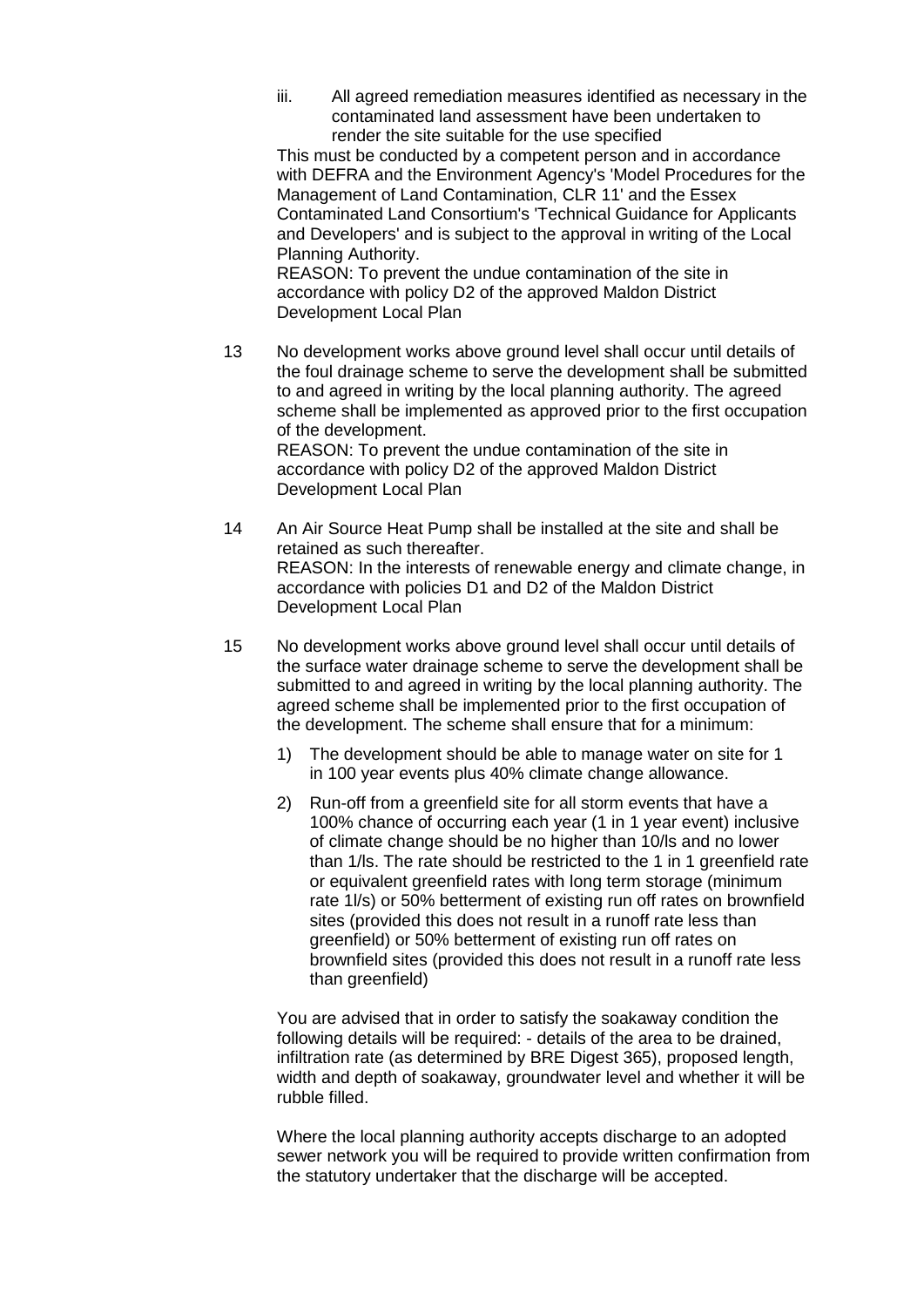iii. All agreed remediation measures identified as necessary in the contaminated land assessment have been undertaken to render the site suitable for the use specified

This must be conducted by a competent person and in accordance with DEFRA and the Environment Agency's 'Model Procedures for the Management of Land Contamination, CLR 11' and the Essex Contaminated Land Consortium's 'Technical Guidance for Applicants and Developers' and is subject to the approval in writing of the Local Planning Authority.
REASON: To prevent the undue contamination of the site in accordance with policy D2 of the approved Maldon District Development Local Plan

13 No development works above ground level shall occur until details of the foul drainage scheme to serve the development shall be submitted to and agreed in writing by the local planning authority. The agreed scheme shall be implemented as approved prior to the first occupation of the development.
REASON: To prevent the undue contamination of the site in accordance with policy D2 of the approved Maldon District Development Local Plan

14 An Air Source Heat Pump shall be installed at the site and shall be retained as such thereafter.
REASON: In the interests of renewable energy and climate change, in accordance with policies D1 and D2 of the Maldon District Development Local Plan

15 No development works above ground level shall occur until details of the surface water drainage scheme to serve the development shall be submitted to and agreed in writing by the local planning authority. The agreed scheme shall be implemented prior to the first occupation of the development. The scheme shall ensure that for a minimum:

1) The development should be able to manage water on site for 1 in 100 year events plus 40% climate change allowance.
2) Run-off from a greenfield site for all storm events that have a 100% chance of occurring each year (1 in 1 year event) inclusive of climate change should be no higher than 10/ls and no lower than 1/ls. The rate should be restricted to the 1 in 1 greenfield rate or equivalent greenfield rates with long term storage (minimum rate 1l/s) or 50% betterment of existing run off rates on brownfield sites (provided this does not result in a runoff rate less than greenfield) or 50% betterment of existing run off rates on brownfield sites (provided this does not result in a runoff rate less than greenfield)

You are advised that in order to satisfy the soakaway condition the following details will be required: - details of the area to be drained, infiltration rate (as determined by BRE Digest 365), proposed length, width and depth of soakaway, groundwater level and whether it will be rubble filled.

Where the local planning authority accepts discharge to an adopted sewer network you will be required to provide written confirmation from the statutory undertaker that the discharge will be accepted.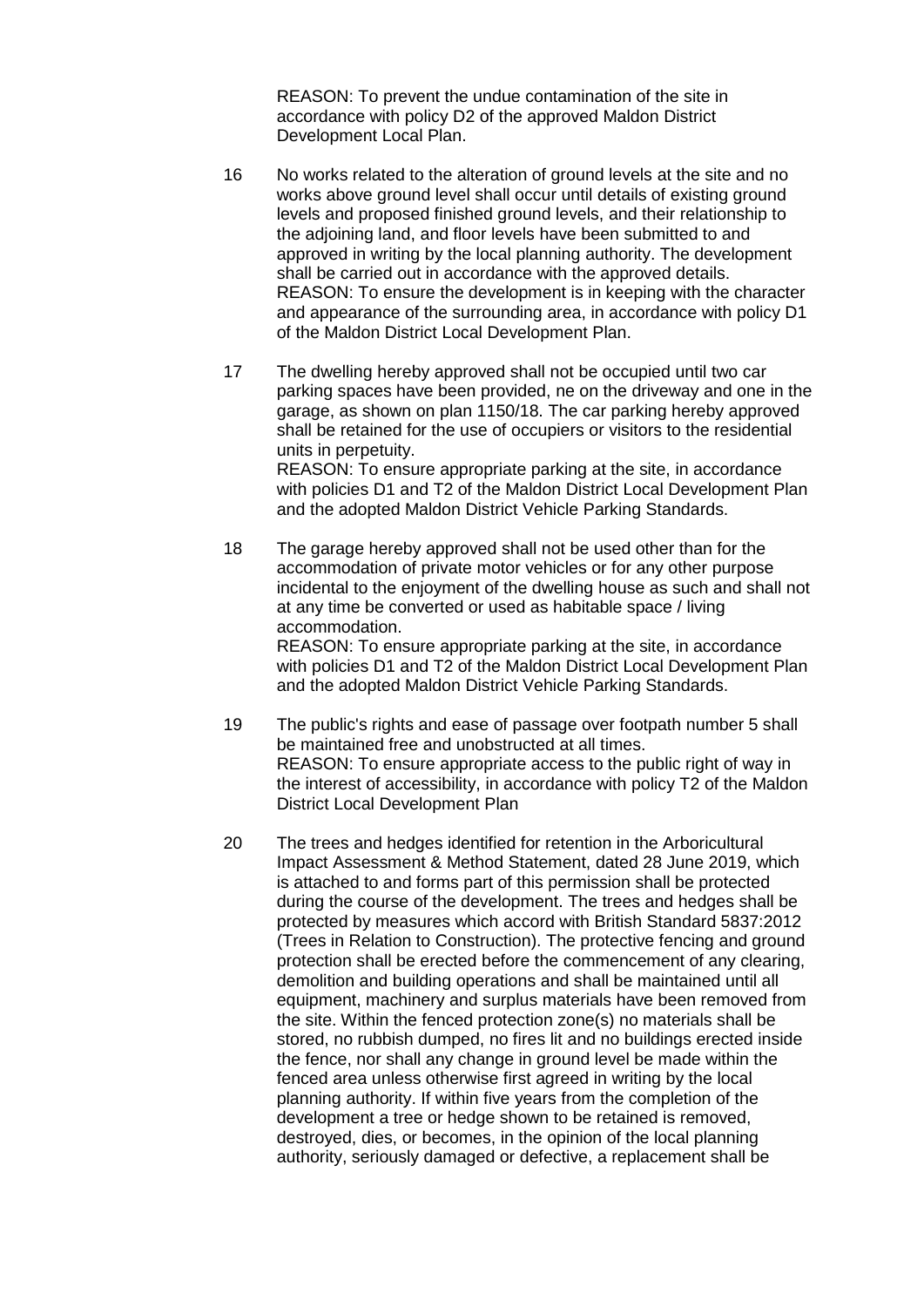REASON: To prevent the undue contamination of the site in accordance with policy D2 of the approved Maldon District Development Local Plan.

16 No works related to the alteration of ground levels at the site and no works above ground level shall occur until details of existing ground levels and proposed finished ground levels, and their relationship to the adjoining land, and floor levels have been submitted to and approved in writing by the local planning authority. The development shall be carried out in accordance with the approved details.
REASON: To ensure the development is in keeping with the character and appearance of the surrounding area, in accordance with policy D1 of the Maldon District Local Development Plan.

17 The dwelling hereby approved shall not be occupied until two car parking spaces have been provided, ne on the driveway and one in the garage, as shown on plan 1150/18. The car parking hereby approved shall be retained for the use of occupiers or visitors to the residential units in perpetuity.
REASON: To ensure appropriate parking at the site, in accordance with policies D1 and T2 of the Maldon District Local Development Plan and the adopted Maldon District Vehicle Parking Standards.

18 The garage hereby approved shall not be used other than for the accommodation of private motor vehicles or for any other purpose incidental to the enjoyment of the dwelling house as such and shall not at any time be converted or used as habitable space / living accommodation.
REASON: To ensure appropriate parking at the site, in accordance with policies D1 and T2 of the Maldon District Local Development Plan and the adopted Maldon District Vehicle Parking Standards.

19 The public's rights and ease of passage over footpath number 5 shall be maintained free and unobstructed at all times.
REASON: To ensure appropriate access to the public right of way in the interest of accessibility, in accordance with policy T2 of the Maldon District Local Development Plan

20 The trees and hedges identified for retention in the Arboricultural Impact Assessment & Method Statement, dated 28 June 2019, which is attached to and forms part of this permission shall be protected during the course of the development. The trees and hedges shall be protected by measures which accord with British Standard 5837:2012 (Trees in Relation to Construction). The protective fencing and ground protection shall be erected before the commencement of any clearing, demolition and building operations and shall be maintained until all equipment, machinery and surplus materials have been removed from the site. Within the fenced protection zone(s) no materials shall be stored, no rubbish dumped, no fires lit and no buildings erected inside the fence, nor shall any change in ground level be made within the fenced area unless otherwise first agreed in writing by the local planning authority. If within five years from the completion of the development a tree or hedge shown to be retained is removed, destroyed, dies, or becomes, in the opinion of the local planning authority, seriously damaged or defective, a replacement shall be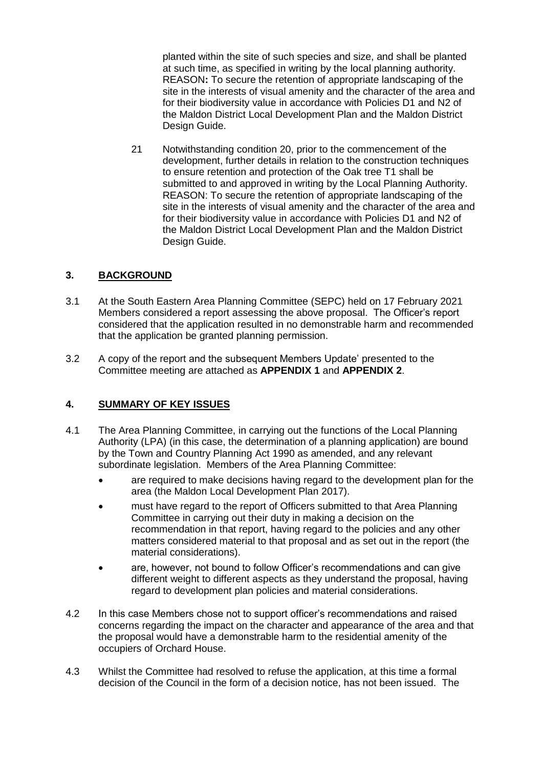planted within the site of such species and size, and shall be planted at such time, as specified in writing by the local planning authority. REASON**:** To secure the retention of appropriate landscaping of the site in the interests of visual amenity and the character of the area and for their biodiversity value in accordance with Policies D1 and N2 of the Maldon District Local Development Plan and the Maldon District Design Guide.

21 Notwithstanding condition 20, prior to the commencement of the development, further details in relation to the construction techniques to ensure retention and protection of the Oak tree T1 shall be submitted to and approved in writing by the Local Planning Authority. REASON: To secure the retention of appropriate landscaping of the site in the interests of visual amenity and the character of the area and for their biodiversity value in accordance with Policies D1 and N2 of the Maldon District Local Development Plan and the Maldon District Design Guide.

## 3. BACKGROUND

3.1 At the South Eastern Area Planning Committee (SEPC) held on 17 February 2021 Members considered a report assessing the above proposal. The Officer's report considered that the application resulted in no demonstrable harm and recommended that the application be granted planning permission.

3.2 A copy of the report and the subsequent Members Update' presented to the Committee meeting are attached as **APPENDIX 1** and **APPENDIX 2**.

## 4. SUMMARY OF KEY ISSUES

4.1 The Area Planning Committee, in carrying out the functions of the Local Planning Authority (LPA) (in this case, the determination of a planning application) are bound by the Town and Country Planning Act 1990 as amended, and any relevant subordinate legislation. Members of the Area Planning Committee:

- are required to make decisions having regard to the development plan for the area (the Maldon Local Development Plan 2017).
- must have regard to the report of Officers submitted to that Area Planning Committee in carrying out their duty in making a decision on the recommendation in that report, having regard to the policies and any other matters considered material to that proposal and as set out in the report (the material considerations).
- are, however, not bound to follow Officer's recommendations and can give different weight to different aspects as they understand the proposal, having regard to development plan policies and material considerations.

4.2 In this case Members chose not to support officer's recommendations and raised concerns regarding the impact on the character and appearance of the area and that the proposal would have a demonstrable harm to the residential amenity of the occupiers of Orchard House.

4.3 Whilst the Committee had resolved to refuse the application, at this time a formal decision of the Council in the form of a decision notice, has not been issued. The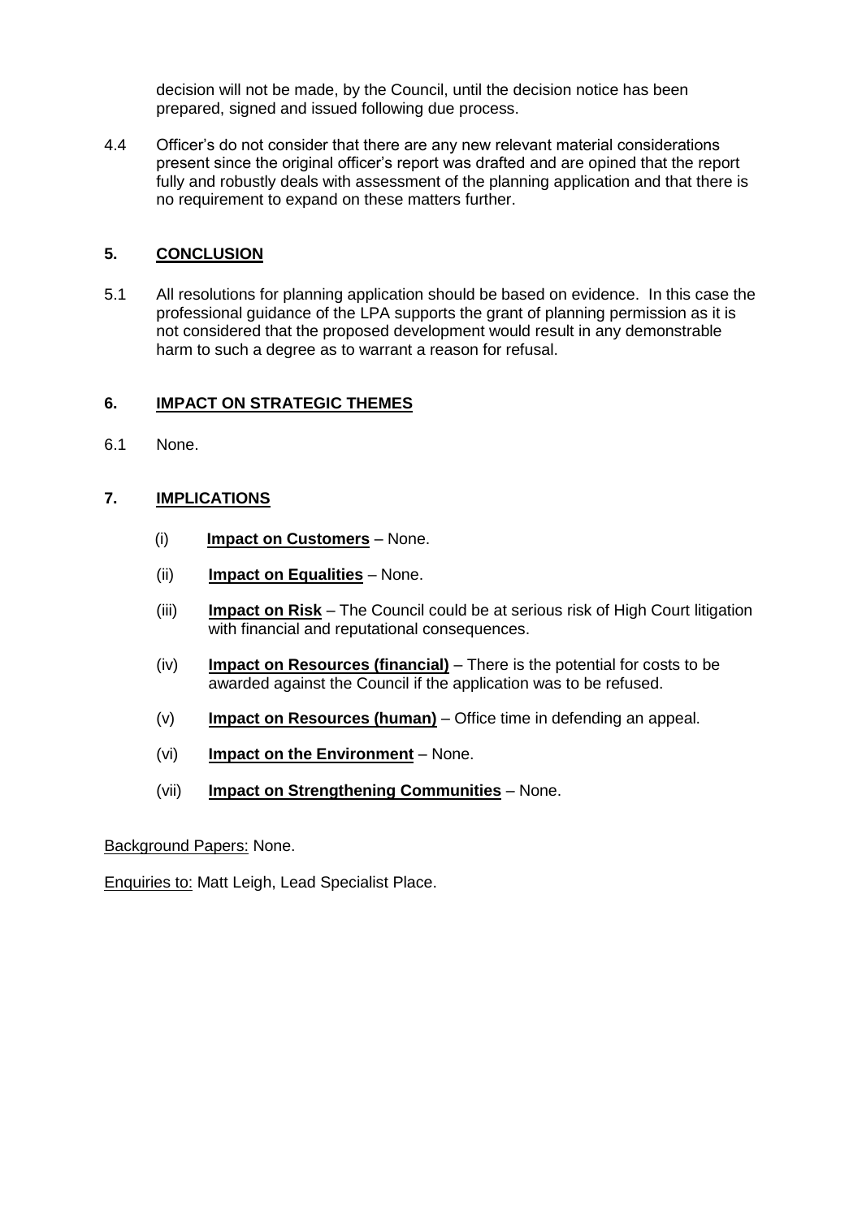decision will not be made, by the Council, until the decision notice has been prepared, signed and issued following due process.

4.4 Officer's do not consider that there are any new relevant material considerations present since the original officer's report was drafted and are opined that the report fully and robustly deals with assessment of the planning application and that there is no requirement to expand on these matters further.

## 5. CONCLUSION

5.1 All resolutions for planning application should be based on evidence. In this case the professional guidance of the LPA supports the grant of planning permission as it is not considered that the proposed development would result in any demonstrable harm to such a degree as to warrant a reason for refusal.

## 6. IMPACT ON STRATEGIC THEMES

6.1 None.

## 7. IMPLICATIONS

(i) **Impact on Customers** – None.

(ii) **Impact on Equalities** – None.

(iii) **Impact on Risk** – The Council could be at serious risk of High Court litigation with financial and reputational consequences.

(iv) **Impact on Resources (financial)** – There is the potential for costs to be awarded against the Council if the application was to be refused.

(v) **Impact on Resources (human)** – Office time in defending an appeal.

(vi) **Impact on the Environment** – None.

(vii) **Impact on Strengthening Communities** – None.

Background Papers: None.

Enquiries to: Matt Leigh, Lead Specialist Place.